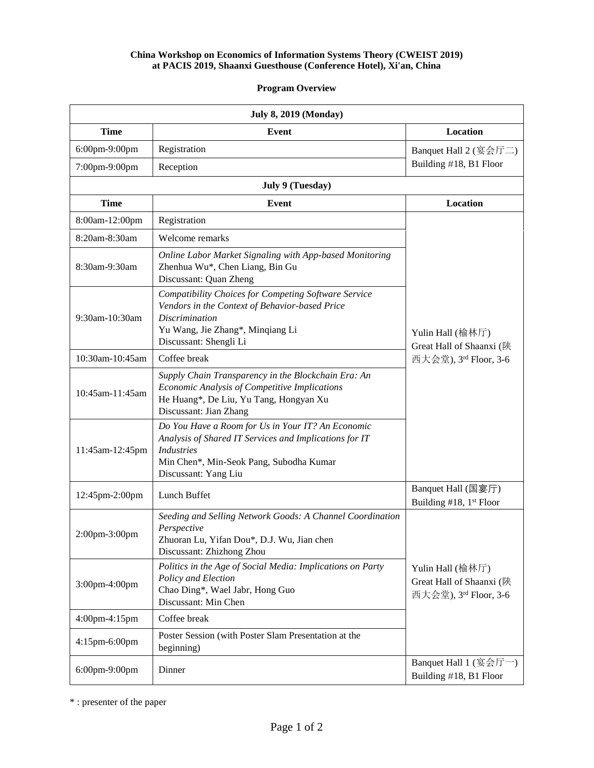**China Workshop on Economics of Information Systems Theory (CWEIST 2019)**
**at PACIS 2019, Shaanxi Guesthouse (Conference Hotel), Xi'an, China**

**Program Overview**

| **July 8, 2019 (Monday)** | | |
|---|---|---|
| **Time** | **Event** | **Location** |
| 6:00pm-9:00pm | Registration | Banquet Hall 2 (宴会厅二) Building #18, B1 Floor |
| 7:00pm-9:00pm | Reception | |
| **July 9 (Tuesday)** | | |
| **Time** | **Event** | **Location** |
| 8:00am-12:00pm | Registration | |
| 8:20am-8:30am | Welcome remarks | Yulin Hall (榆林厅) Great Hall of Shaanxi (陕西大会堂), 3rd Floor, 3-6 |
| 8:30am-9:30am | *Online Labor Market Signaling with App-based Monitoring*<br>Zhenhua Wu*, Chen Liang, Bin Gu<br>Discussant: Quan Zheng | |
| 9:30am-10:30am | *Compatibility Choices for Competing Software Service Vendors in the Context of Behavior-based Price Discrimination*<br>Yu Wang, Jie Zhang*, Minqiang Li<br>Discussant: Shengli Li | |
| 10:30am-10:45am | Coffee break | |
| 10:45am-11:45am | *Supply Chain Transparency in the Blockchain Era: An Economic Analysis of Competitive Implications*<br>He Huang*, De Liu, Yu Tang, Hongyan Xu<br>Discussant: Jian Zhang | |
| 11:45am-12:45pm | *Do You Have a Room for Us in Your IT? An Economic Analysis of Shared IT Services and Implications for IT Industries*<br>Min Chen*, Min-Seok Pang, Subodha Kumar<br>Discussant: Yang Liu | |
| 12:45pm-2:00pm | Lunch Buffet | Banquet Hall (国宴厅) Building #18, 1st Floor |
| 2:00pm-3:00pm | *Seeding and Selling Network Goods: A Channel Coordination Perspective*<br>Zhuoran Lu, Yifan Dou*, D.J. Wu, Jian chen<br>Discussant: Zhizhong Zhou | Yulin Hall (榆林厅) Great Hall of Shaanxi (陕西大会堂), 3rd Floor, 3-6 |
| 3:00pm-4:00pm | *Politics in the Age of Social Media: Implications on Party Policy and Election*<br>Chao Ding*, Wael Jabr, Hong Guo<br>Discussant: Min Chen | |
| 4:00pm-4:15pm | Coffee break | |
| 4:15pm-6:00pm | Poster Session (with Poster Slam Presentation at the beginning) | |
| 6:00pm-9:00pm | Dinner | Banquet Hall 1 (宴会厅一) Building #18, B1 Floor |

* : presenter of the paper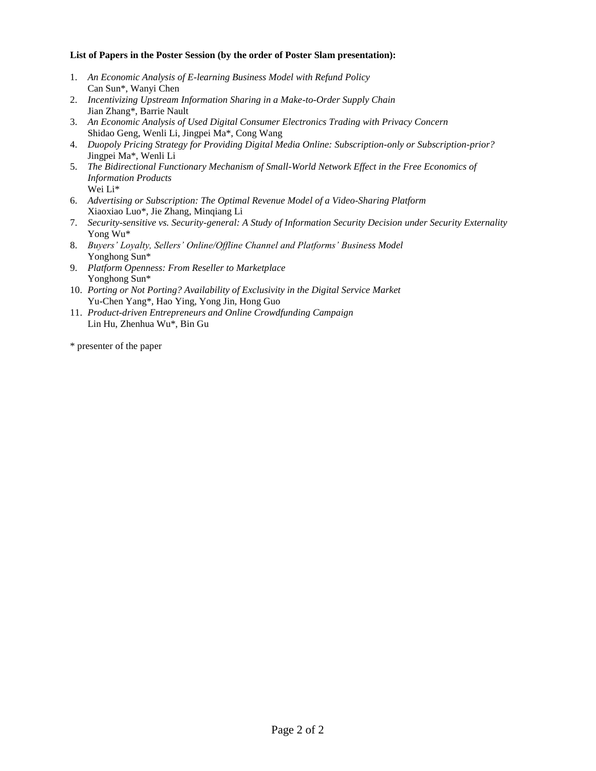**List of Papers in the Poster Session (by the order of Poster Slam presentation):**

1. *An Economic Analysis of E-learning Business Model with Refund Policy*
   Can Sun*, Wanyi Chen
2. *Incentivizing Upstream Information Sharing in a Make-to-Order Supply Chain*
   Jian Zhang*, Barrie Nault
3. *An Economic Analysis of Used Digital Consumer Electronics Trading with Privacy Concern*
   Shidao Geng, Wenli Li, Jingpei Ma*, Cong Wang
4. *Duopoly Pricing Strategy for Providing Digital Media Online: Subscription-only or Subscription-prior?*
   Jingpei Ma*, Wenli Li
5. *The Bidirectional Functionary Mechanism of Small-World Network Effect in the Free Economics of Information Products*
   Wei Li*
6. *Advertising or Subscription: The Optimal Revenue Model of a Video-Sharing Platform*
   Xiaoxiao Luo*, Jie Zhang, Minqiang Li
7. *Security-sensitive vs. Security-general: A Study of Information Security Decision under Security Externality*
   Yong Wu*
8. *Buyers' Loyalty, Sellers' Online/Offline Channel and Platforms' Business Model*
   Yonghong Sun*
9. *Platform Openness: From Reseller to Marketplace*
   Yonghong Sun*
10. *Porting or Not Porting? Availability of Exclusivity in the Digital Service Market*
    Yu-Chen Yang*, Hao Ying, Yong Jin, Hong Guo
11. *Product-driven Entrepreneurs and Online Crowdfunding Campaign*
    Lin Hu, Zhenhua Wu*, Bin Gu

\* presenter of the paper